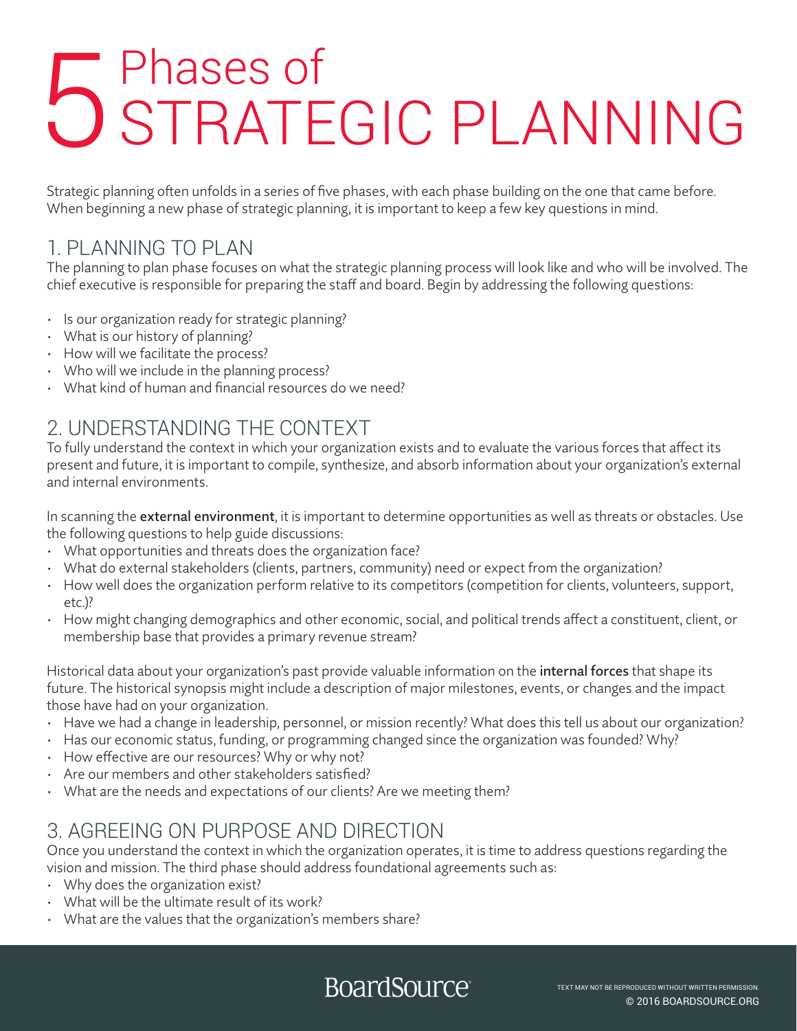# 5 Phases of STRATEGIC PLANNING

Strategic planning often unfolds in a series of five phases, with each phase building on the one that came before. When beginning a new phase of strategic planning, it is important to keep a few key questions in mind.

## 1. PLANNING TO PLAN

The planning to plan phase focuses on what the strategic planning process will look like and who will be involved. The chief executive is responsible for preparing the staff and board. Begin by addressing the following questions:

- Is our organization ready for strategic planning?
- What is our history of planning?
- How will we facilitate the process?
- Who will we include in the planning process?
- What kind of human and financial resources do we need?

## 2. UNDERSTANDING THE CONTEXT

To fully understand the context in which your organization exists and to evaluate the various forces that affect its present and future, it is important to compile, synthesize, and absorb information about your organization's external and internal environments.

In scanning the **external environment**, it is important to determine opportunities as well as threats or obstacles. Use the following questions to help guide discussions:

- What opportunities and threats does the organization face?
- What do external stakeholders (clients, partners, community) need or expect from the organization?
- How well does the organization perform relative to its competitors (competition for clients, volunteers, support, etc.)?
- How might changing demographics and other economic, social, and political trends affect a constituent, client, or membership base that provides a primary revenue stream?

Historical data about your organization's past provide valuable information on the **internal forces** that shape its future. The historical synopsis might include a description of major milestones, events, or changes and the impact those have had on your organization.

- Have we had a change in leadership, personnel, or mission recently? What does this tell us about our organization?
- Has our economic status, funding, or programming changed since the organization was founded? Why?
- How effective are our resources? Why or why not?
- Are our members and other stakeholders satisfied?
- What are the needs and expectations of our clients? Are we meeting them?

## 3. AGREEING ON PURPOSE AND DIRECTION

Once you understand the context in which the organization operates, it is time to address questions regarding the vision and mission. The third phase should address foundational agreements such as:

- Why does the organization exist?
- What will be the ultimate result of its work?
- What are the values that the organization's members share?

BoardSource

TEXT MAY NOT BE REPRODUCED WITHOUT WRITTEN PERMISSION.
© 2016 BOARDSOURCE.ORG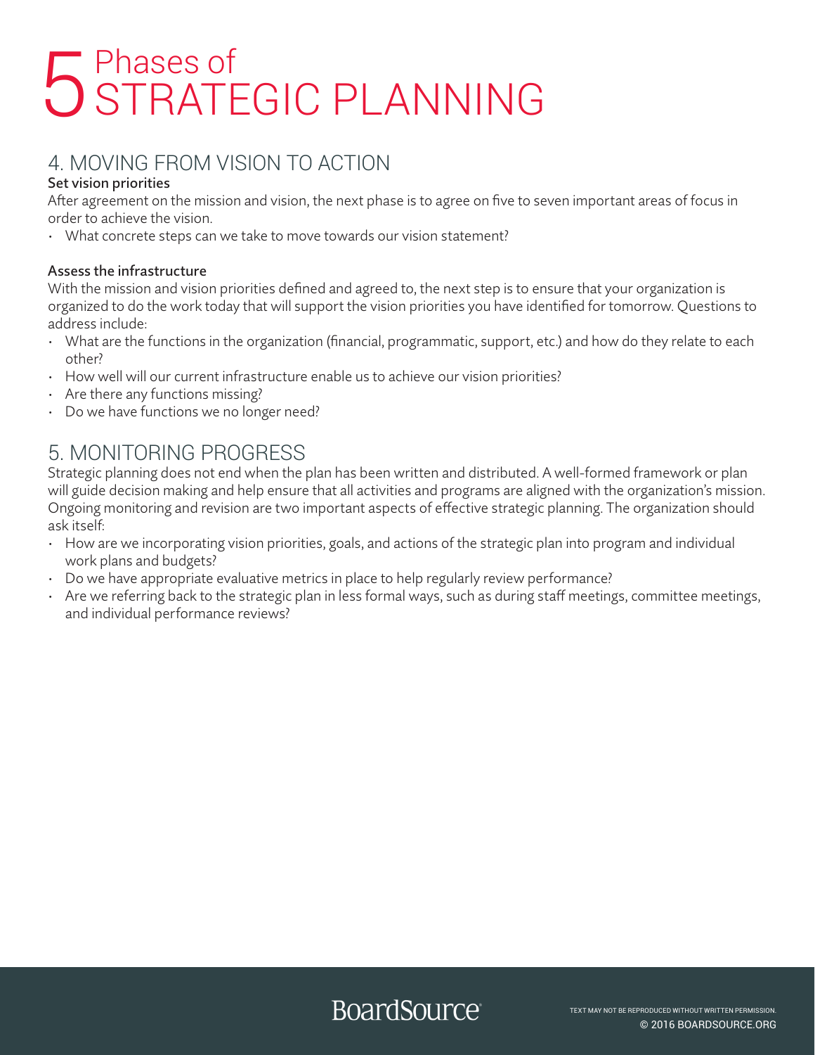# 5 Phases of STRATEGIC PLANNING

## 4. MOVING FROM VISION TO ACTION

### Set vision priorities

After agreement on the mission and vision, the next phase is to agree on five to seven important areas of focus in order to achieve the vision.

- What concrete steps can we take to move towards our vision statement?

### Assess the infrastructure

With the mission and vision priorities defined and agreed to, the next step is to ensure that your organization is organized to do the work today that will support the vision priorities you have identified for tomorrow. Questions to address include:

- What are the functions in the organization (financial, programmatic, support, etc.) and how do they relate to each other?
- How well will our current infrastructure enable us to achieve our vision priorities?
- Are there any functions missing?
- Do we have functions we no longer need?

## 5. MONITORING PROGRESS

Strategic planning does not end when the plan has been written and distributed. A well-formed framework or plan will guide decision making and help ensure that all activities and programs are aligned with the organization's mission. Ongoing monitoring and revision are two important aspects of effective strategic planning. The organization should ask itself:

- How are we incorporating vision priorities, goals, and actions of the strategic plan into program and individual work plans and budgets?
- Do we have appropriate evaluative metrics in place to help regularly review performance?
- Are we referring back to the strategic plan in less formal ways, such as during staff meetings, committee meetings, and individual performance reviews?

BoardSource

TEXT MAY NOT BE REPRODUCED WITHOUT WRITTEN PERMISSION.
© 2016 BOARDSOURCE.ORG